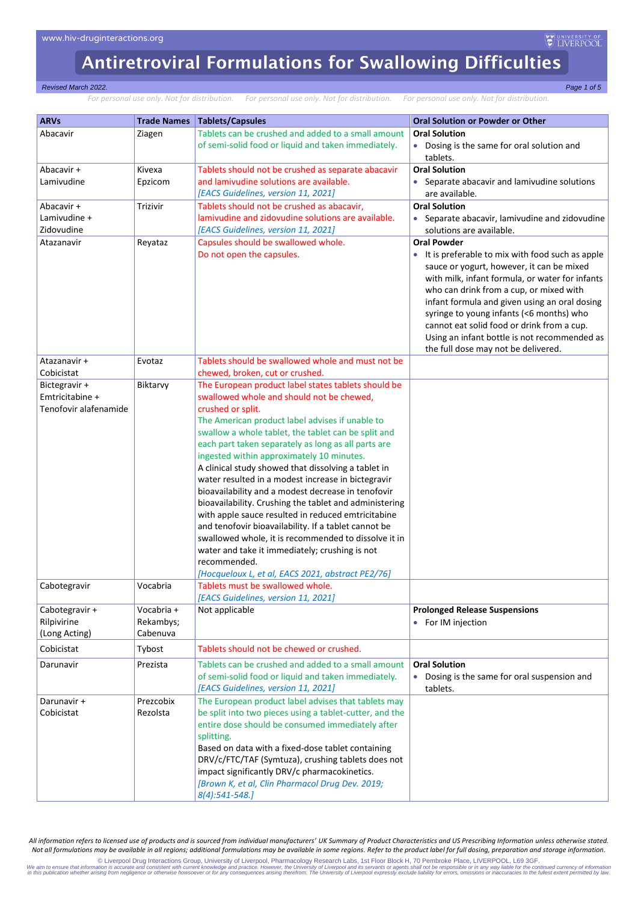# Antiretroviral Formulations for Swallowing Difficulties

*Revised March 2022.*

*For personal use only. Not for distribution.*

| ARVs | Trade Names | Tablets/Capsules | Oral Solution or Powder or Other |
|---|---|---|---|
| Abacavir | Ziagen | Tablets can be crushed and added to a small amount of semi-solid food or liquid and taken immediately. | **Oral Solution**<br>• Dosing is the same for oral solution and tablets. |
| Abacavir + Lamivudine | Kivexa<br>Epzicom | Tablets should not be crushed as separate abacavir and lamivudine solutions are available.<br>*[EACS Guidelines, version 11, 2021]* | **Oral Solution**<br>• Separate abacavir and lamivudine solutions are available. |
| Abacavir + Lamivudine + Zidovudine | Trizivir | Tablets should not be crushed as abacavir, lamivudine and zidovudine solutions are available.<br>*[EACS Guidelines, version 11, 2021]* | **Oral Solution**<br>• Separate abacavir, lamivudine and zidovudine solutions are available. |
| Atazanavir | Reyataz | Capsules should be swallowed whole.<br>Do not open the capsules. | **Oral Powder**<br>• It is preferable to mix with food such as apple sauce or yogurt, however, it can be mixed with milk, infant formula, or water for infants who can drink from a cup, or mixed with infant formula and given using an oral dosing syringe to young infants (<6 months) who cannot eat solid food or drink from a cup. Using an infant bottle is not recommended as the full dose may not be delivered. |
| Atazanavir + Cobicistat | Evotaz | Tablets should be swallowed whole and must not be chewed, broken, cut or crushed. | |
| Bictegravir + Emtricitabine + Tenofovir alafenamide | Biktarvy | The European product label states tablets should be swallowed whole and should not be chewed, crushed or split.<br>The American product label advises if unable to swallow a whole tablet, the tablet can be split and each part taken separately as long as all parts are ingested within approximately 10 minutes.<br>A clinical study showed that dissolving a tablet in water resulted in a modest increase in bictegravir bioavailability and a modest decrease in tenofovir bioavailability. Crushing the tablet and administering with apple sauce resulted in reduced emtricitabine and tenofovir bioavailability. If a tablet cannot be swallowed whole, it is recommended to dissolve it in water and take it immediately; crushing is not recommended.<br>*[Hocqueloux L, et al, EACS 2021, abstract PE2/76]* | |
| Cabotegravir | Vocabria | Tablets must be swallowed whole.<br>*[EACS Guidelines, version 11, 2021]* | |
| Cabotegravir + Rilpivirine (Long Acting) | Vocabria + Rekambys; Cabenuva | Not applicable | **Prolonged Release Suspensions**<br>• For IM injection |
| Cobicistat | Tybost | Tablets should not be chewed or crushed. | |
| Darunavir | Prezista | Tablets can be crushed and added to a small amount of semi-solid food or liquid and taken immediately.<br>*[EACS Guidelines, version 11, 2021]* | **Oral Solution**<br>• Dosing is the same for oral suspension and tablets. |
| Darunavir + Cobicistat | Prezcobix<br>Rezolsta | The European product label advises that tablets may be split into two pieces using a tablet-cutter, and the entire dose should be consumed immediately after splitting.<br>Based on data with a fixed-dose tablet containing DRV/c/FTC/TAF (Symtuza), crushing tablets does not impact significantly DRV/c pharmacokinetics.<br>*[Brown K, et al, Clin Pharmacol Drug Dev. 2019; 8(4):541-548.]* | |

*All information refers to licensed use of products and is sourced from individual manufacturers' UK Summary of Product Characteristics and US Prescribing Information unless otherwise stated. Not all formulations may be available in all regions; additional formulations may be available in some regions. Refer to the product label for full dosing, preparation and storage information.*

© Liverpool Drug Interactions Group, University of Liverpool, Pharmacology Research Labs, 1st Floor Block H, 70 Pembroke Place, LIVERPOOL, L69 3GF.
We aim to ensure that information is accurate and consistent with current knowledge and practice. However, the University of Liverpool and its servants or agents shall not be responsible or in any way liable for the continued currency of information in this publication whether arising from negligence or otherwise howsoever or for any consequences arising therefrom. The University of Liverpool expressly exclude liability for errors, omissions or inaccuracies to the fullest extent permitted by law.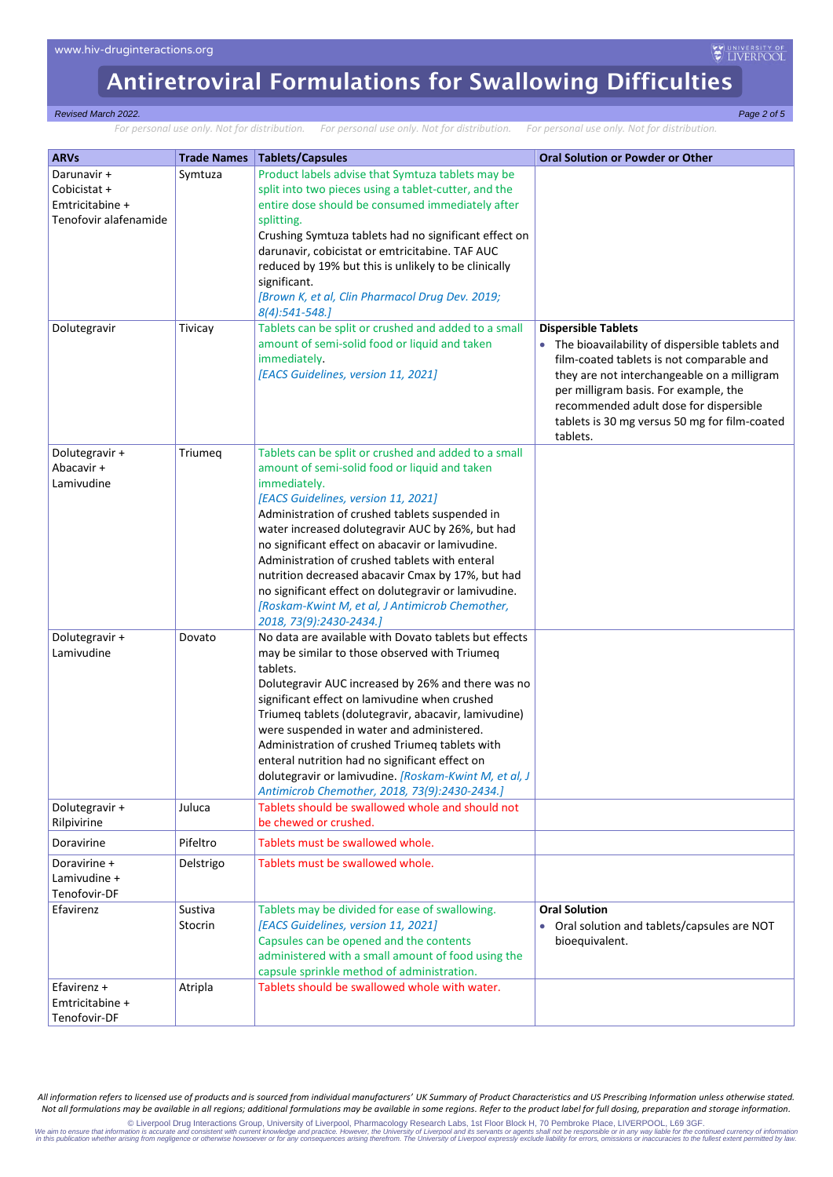| ARVs | Trade Names | Tablets/Capsules | Oral Solution or Powder or Other |
|---|---|---|---|
| Darunavir + Cobicistat + Emtricitabine + Tenofovir alafenamide | Symtuza | Product labels advise that Symtuza tablets may be split into two pieces using a tablet-cutter, and the entire dose should be consumed immediately after splitting.<br>Crushing Symtuza tablets had no significant effect on darunavir, cobicistat or emtricitabine. TAF AUC reduced by 19% but this is unlikely to be clinically significant.<br>*[Brown K, et al, Clin Pharmacol Drug Dev. 2019; 8(4):541-548.]* | |
| Dolutegravir | Tivicay | Tablets can be split or crushed and added to a small amount of semi-solid food or liquid and taken immediately.<br>*[EACS Guidelines, version 11, 2021]* | **Dispersible Tablets**<br>• The bioavailability of dispersible tablets and film-coated tablets is not comparable and they are not interchangeable on a milligram per milligram basis. For example, the recommended adult dose for dispersible tablets is 30 mg versus 50 mg for film-coated tablets. |
| Dolutegravir + Abacavir + Lamivudine | Triumeq | Tablets can be split or crushed and added to a small amount of semi-solid food or liquid and taken immediately.<br>*[EACS Guidelines, version 11, 2021]*<br>Administration of crushed tablets suspended in water increased dolutegravir AUC by 26%, but had no significant effect on abacavir or lamivudine. Administration of crushed tablets with enteral nutrition decreased abacavir Cmax by 17%, but had no significant effect on dolutegravir or lamivudine.<br>*[Roskam-Kwint M, et al, J Antimicrob Chemother, 2018, 73(9):2430-2434.]* | |
| Dolutegravir + Lamivudine | Dovato | No data are available with Dovato tablets but effects may be similar to those observed with Triumeq tablets.<br>Dolutegravir AUC increased by 26% and there was no significant effect on lamivudine when crushed Triumeq tablets (dolutegravir, abacavir, lamivudine) were suspended in water and administered. Administration of crushed Triumeq tablets with enteral nutrition had no significant effect on dolutegravir or lamivudine. *[Roskam-Kwint M, et al, J Antimicrob Chemother, 2018, 73(9):2430-2434.]* | |
| Dolutegravir + Rilpivirine | Juluca | Tablets should be swallowed whole and should not be chewed or crushed. | |
| Doravirine | Pifeltro | Tablets must be swallowed whole. | |
| Doravirine + Lamivudine + Tenofovir-DF | Delstrigo | Tablets must be swallowed whole. | |
| Efavirenz | Sustiva<br>Stocrin | Tablets may be divided for ease of swallowing.<br>*[EACS Guidelines, version 11, 2021]*<br>Capsules can be opened and the contents administered with a small amount of food using the capsule sprinkle method of administration. | **Oral Solution**<br>• Oral solution and tablets/capsules are NOT bioequivalent. |
| Efavirenz + Emtricitabine + Tenofovir-DF | Atripla | Tablets should be swallowed whole with water. | |

*All information refers to licensed use of products and is sourced from individual manufacturers' UK Summary of Product Characteristics and US Prescribing Information unless otherwise stated. Not all formulations may be available in all regions; additional formulations may be available in some regions. Refer to the product label for full dosing, preparation and storage information.*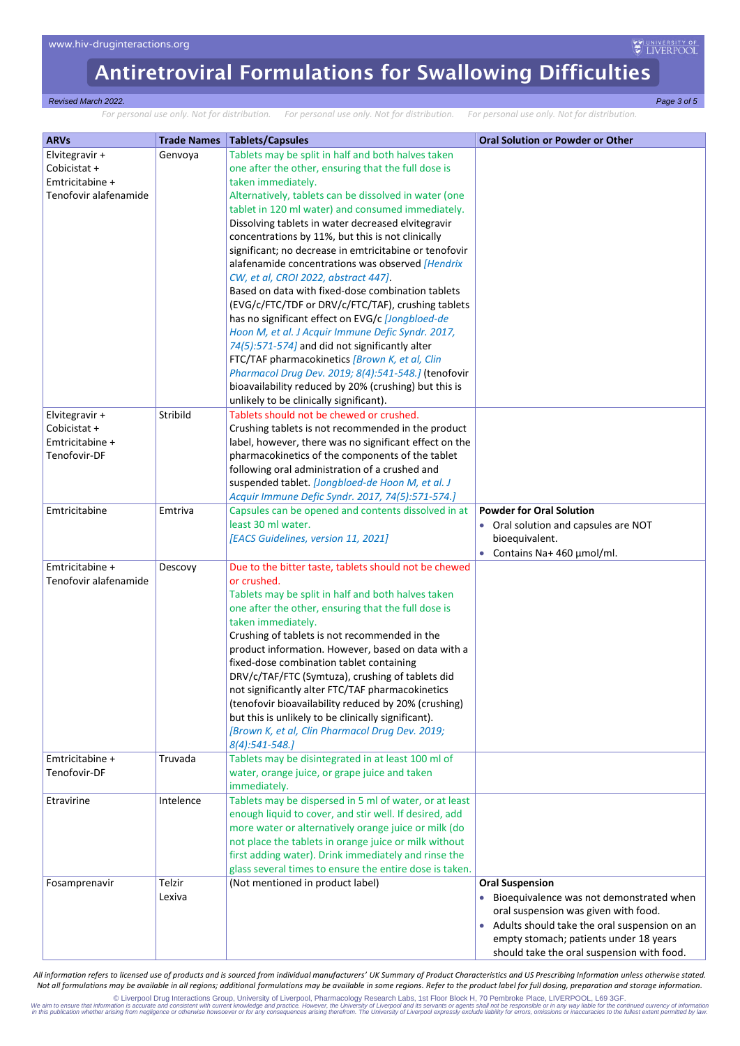# Antiretroviral Formulations for Swallowing Difficulties

*Revised March 2022.*

*For personal use only. Not for distribution.*

| ARVs | Trade Names | Tablets/Capsules | Oral Solution or Powder or Other |
|---|---|---|---|
| Elvitegravir + Cobicistat + Emtricitabine + Tenofovir alafenamide | Genvoya | Tablets may be split in half and both halves taken one after the other, ensuring that the full dose is taken immediately.<br>Alternatively, tablets can be dissolved in water (one tablet in 120 ml water) and consumed immediately. Dissolving tablets in water decreased elvitegravir concentrations by 11%, but this is not clinically significant; no decrease in emtricitabine or tenofovir alafenamide concentrations was observed *[Hendrix CW, et al, CROI 2022, abstract 447]*.<br>Based on data with fixed-dose combination tablets (EVG/c/FTC/TDF or DRV/c/FTC/TAF), crushing tablets has no significant effect on EVG/c *[Jongbloed-de Hoon M, et al. J Acquir Immune Defic Syndr. 2017, 74(5):571-574]* and did not significantly alter FTC/TAF pharmacokinetics *[Brown K, et al, Clin Pharmacol Drug Dev. 2019; 8(4):541-548.]* (tenofovir bioavailability reduced by 20% (crushing) but this is unlikely to be clinically significant). | |
| Elvitegravir + Cobicistat + Emtricitabine + Tenofovir-DF | Stribild | Tablets should not be chewed or crushed.<br>Crushing tablets is not recommended in the product label, however, there was no significant effect on the pharmacokinetics of the components of the tablet following oral administration of a crushed and suspended tablet. *[Jongbloed-de Hoon M, et al. J Acquir Immune Defic Syndr. 2017, 74(5):571-574.]* | |
| Emtricitabine | Emtriva | Capsules can be opened and contents dissolved in at least 30 ml water.<br>*[EACS Guidelines, version 11, 2021]* | **Powder for Oral Solution**<br>• Oral solution and capsules are NOT bioequivalent.<br>• Contains Na+ 460 µmol/ml. |
| Emtricitabine + Tenofovir alafenamide | Descovy | Due to the bitter taste, tablets should not be chewed or crushed.<br>Tablets may be split in half and both halves taken one after the other, ensuring that the full dose is taken immediately.<br>Crushing of tablets is not recommended in the product information. However, based on data with a fixed-dose combination tablet containing DRV/c/TAF/FTC (Symtuza), crushing of tablets did not significantly alter FTC/TAF pharmacokinetics (tenofovir bioavailability reduced by 20% (crushing) but this is unlikely to be clinically significant). *[Brown K, et al, Clin Pharmacol Drug Dev. 2019; 8(4):541-548.]* | |
| Emtricitabine + Tenofovir-DF | Truvada | Tablets may be disintegrated in at least 100 ml of water, orange juice, or grape juice and taken immediately. | |
| Etravirine | Intelence | Tablets may be dispersed in 5 ml of water, or at least enough liquid to cover, and stir well. If desired, add more water or alternatively orange juice or milk (do not place the tablets in orange juice or milk without first adding water). Drink immediately and rinse the glass several times to ensure the entire dose is taken. | |
| Fosamprenavir | Telzir<br>Lexiva | (Not mentioned in product label) | **Oral Suspension**<br>• Bioequivalence was not demonstrated when oral suspension was given with food.<br>• Adults should take the oral suspension on an empty stomach; patients under 18 years should take the oral suspension with food. |

*All information refers to licensed use of products and is sourced from individual manufacturers' UK Summary of Product Characteristics and US Prescribing Information unless otherwise stated. Not all formulations may be available in all regions; additional formulations may be available in some regions. Refer to the product label for full dosing, preparation and storage information.*

© Liverpool Drug Interactions Group, University of Liverpool, Pharmacology Research Labs, 1st Floor Block H, 70 Pembroke Place, LIVERPOOL, L69 3GF.
We aim to ensure that information is accurate and consistent with current knowledge and practice. However, the University of Liverpool and its servants or agents shall not be responsible or in any way liable for the continued currency of information in this publication whether arising from negligence or otherwise howsoever or for any consequences arising therefrom. The University of Liverpool expressly exclude liability for errors, omissions or inaccuracies to the fullest extent permitted by law.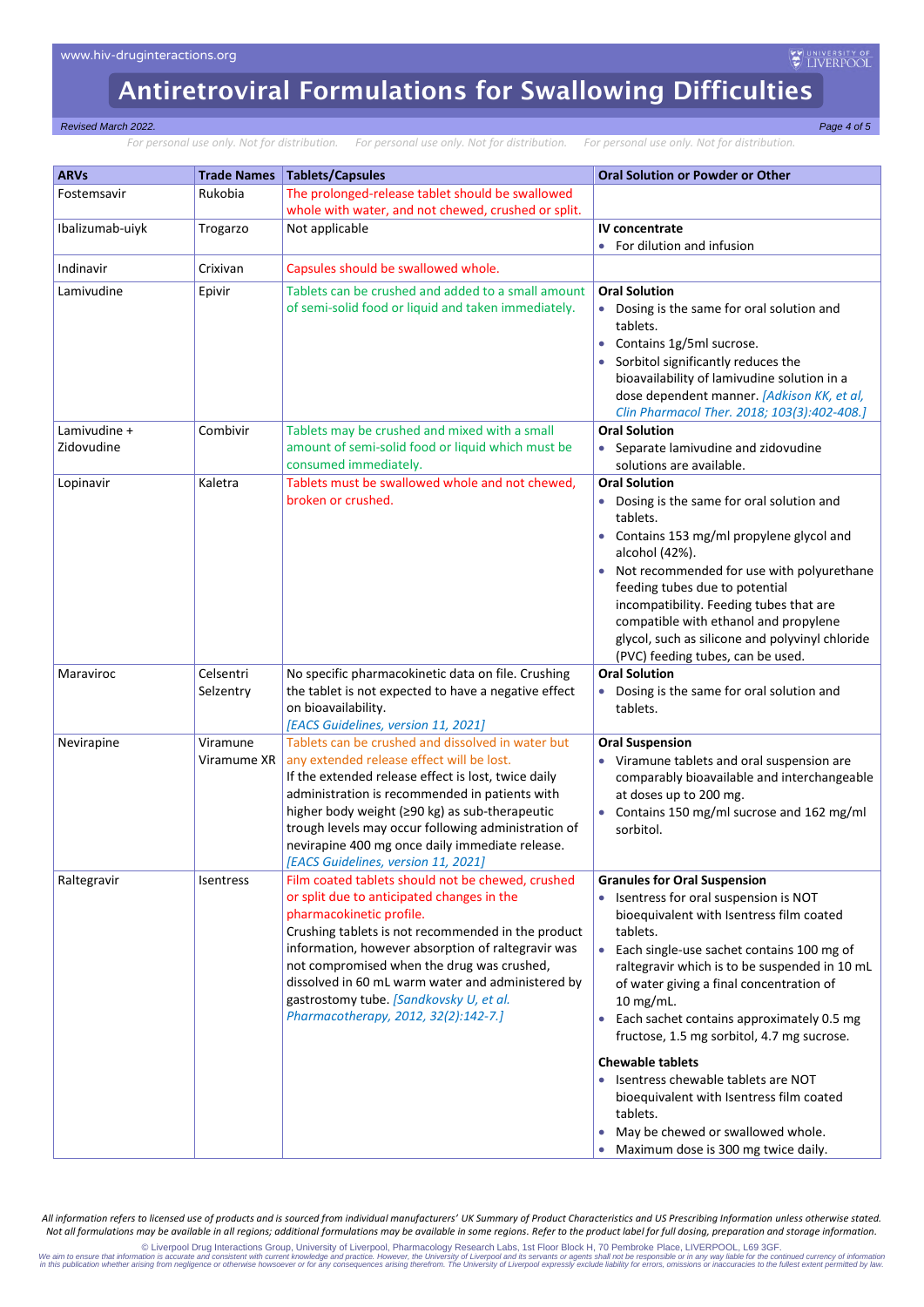# Antiretroviral Formulations for Swallowing Difficulties

*Revised March 2022.*

*For personal use only. Not for distribution. For personal use only. Not for distribution. For personal use only. Not for distribution.*

| ARVs | Trade Names | Tablets/Capsules | Oral Solution or Powder or Other |
|---|---|---|---|
| Fostemsavir | Rukobia | The prolonged-release tablet should be swallowed whole with water, and not chewed, crushed or split. | |
| Ibalizumab-uiyk | Trogarzo | Not applicable | **IV concentrate**<br>• For dilution and infusion |
| Indinavir | Crixivan | Capsules should be swallowed whole. | |
| Lamivudine | Epivir | Tablets can be crushed and added to a small amount of semi-solid food or liquid and taken immediately. | **Oral Solution**<br>• Dosing is the same for oral solution and tablets.<br>• Contains 1g/5ml sucrose.<br>• Sorbitol significantly reduces the bioavailability of lamivudine solution in a dose dependent manner. *[Adkison KK, et al, Clin Pharmacol Ther. 2018; 103(3):402-408.]* |
| Lamivudine + Zidovudine | Combivir | Tablets may be crushed and mixed with a small amount of semi-solid food or liquid which must be consumed immediately. | **Oral Solution**<br>• Separate lamivudine and zidovudine solutions are available. |
| Lopinavir | Kaletra | Tablets must be swallowed whole and not chewed, broken or crushed. | **Oral Solution**<br>• Dosing is the same for oral solution and tablets.<br>• Contains 153 mg/ml propylene glycol and alcohol (42%).<br>• Not recommended for use with polyurethane feeding tubes due to potential incompatibility. Feeding tubes that are compatible with ethanol and propylene glycol, such as silicone and polyvinyl chloride (PVC) feeding tubes, can be used. |
| Maraviroc | Celsentri<br>Selzentry | No specific pharmacokinetic data on file. Crushing the tablet is not expected to have a negative effect on bioavailability.<br>*[EACS Guidelines, version 11, 2021]* | **Oral Solution**<br>• Dosing is the same for oral solution and tablets. |
| Nevirapine | Viramune<br>Viramune XR | Tablets can be crushed and dissolved in water but any extended release effect will be lost.<br>If the extended release effect is lost, twice daily administration is recommended in patients with higher body weight (≥90 kg) as sub-therapeutic trough levels may occur following administration of nevirapine 400 mg once daily immediate release.<br>*[EACS Guidelines, version 11, 2021]* | **Oral Suspension**<br>• Viramune tablets and oral suspension are comparably bioavailable and interchangeable at doses up to 200 mg.<br>• Contains 150 mg/ml sucrose and 162 mg/ml sorbitol. |
| Raltegravir | Isentress | Film coated tablets should not be chewed, crushed or split due to anticipated changes in the pharmacokinetic profile.<br>Crushing tablets is not recommended in the product information, however absorption of raltegravir was not compromised when the drug was crushed, dissolved in 60 mL warm water and administered by gastrostomy tube. *[Sandkovsky U, et al. Pharmacotherapy, 2012, 32(2):142-7.]* | **Granules for Oral Suspension**<br>• Isentress for oral suspension is NOT bioequivalent with Isentress film coated tablets.<br>• Each single-use sachet contains 100 mg of raltegravir which is to be suspended in 10 mL of water giving a final concentration of 10 mg/mL.<br>• Each sachet contains approximately 0.5 mg fructose, 1.5 mg sorbitol, 4.7 mg sucrose.<br><br>**Chewable tablets**<br>• Isentress chewable tablets are NOT bioequivalent with Isentress film coated tablets.<br>• May be chewed or swallowed whole.<br>• Maximum dose is 300 mg twice daily. |

*All information refers to licensed use of products and is sourced from individual manufacturers' UK Summary of Product Characteristics and US Prescribing Information unless otherwise stated. Not all formulations may be available in all regions; additional formulations may be available in some regions. Refer to the product label for full dosing, preparation and storage information.*

© Liverpool Drug Interactions Group, University of Liverpool, Pharmacology Research Labs, 1st Floor Block H, 70 Pembroke Place, LIVERPOOL, L69 3GF.

*We aim to ensure that information is accurate and consistent with current knowledge and practice. However, the University of Liverpool and its servants or agents shall not be responsible or in any way liable for the continued currency of information in this publication whether arising from negligence or otherwise howsoever or for any consequences arising therefrom. The University of Liverpool expressly exclude liability for errors, omissions or inaccuracies to the fullest extent permitted by law.*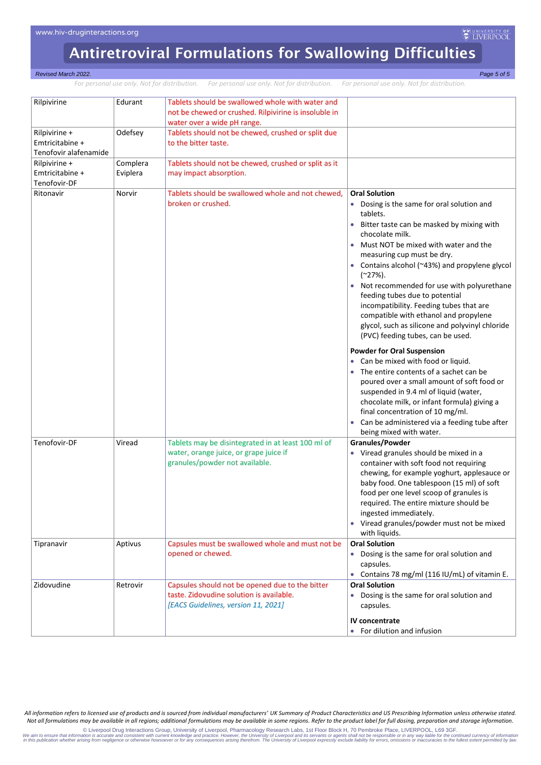| | | | |
|---|---|---|---|
| Rilpivirine | Edurant | Tablets should be swallowed whole with water and not be chewed or crushed. Rilpivirine is insoluble in water over a wide pH range. | |
| Rilpivirine + Emtricitabine + Tenofovir alafenamide | Odefsey | Tablets should not be chewed, crushed or split due to the bitter taste. | |
| Rilpivirine + Emtricitabine + Tenofovir-DF | Complera Eviplera | Tablets should not be chewed, crushed or split as it may impact absorption. | |
| Ritonavir | Norvir | Tablets should be swallowed whole and not chewed, broken or crushed. | **Oral Solution**<br>• Dosing is the same for oral solution and tablets.<br>• Bitter taste can be masked by mixing with chocolate milk.<br>• Must NOT be mixed with water and the measuring cup must be dry.<br>• Contains alcohol (~43%) and propylene glycol (~27%).<br>• Not recommended for use with polyurethane feeding tubes due to potential incompatibility. Feeding tubes that are compatible with ethanol and propylene glycol, such as silicone and polyvinyl chloride (PVC) feeding tubes, can be used.<br><br>**Powder for Oral Suspension**<br>• Can be mixed with food or liquid.<br>• The entire contents of a sachet can be poured over a small amount of soft food or suspended in 9.4 ml of liquid (water, chocolate milk, or infant formula) giving a final concentration of 10 mg/ml.<br>• Can be administered via a feeding tube after being mixed with water. |
| Tenofovir-DF | Viread | Tablets may be disintegrated in at least 100 ml of water, orange juice, or grape juice if granules/powder not available. | **Granules/Powder**<br>• Viread granules should be mixed in a container with soft food not requiring chewing, for example yoghurt, applesauce or baby food. One tablespoon (15 ml) of soft food per one level scoop of granules is required. The entire mixture should be ingested immediately.<br>• Viread granules/powder must not be mixed with liquids. |
| Tipranavir | Aptivus | Capsules must be swallowed whole and must not be opened or chewed. | **Oral Solution**<br>• Dosing is the same for oral solution and capsules.<br>• Contains 78 mg/ml (116 IU/mL) of vitamin E. |
| Zidovudine | Retrovir | Capsules should not be opened due to the bitter taste. Zidovudine solution is available.<br>*[EACS Guidelines, version 11, 2021]* | **Oral Solution**<br>• Dosing is the same for oral solution and capsules.<br><br>**IV concentrate**<br>• For dilution and infusion |

*All information refers to licensed use of products and is sourced from individual manufacturers' UK Summary of Product Characteristics and US Prescribing Information unless otherwise stated. Not all formulations may be available in all regions; additional formulations may be available in some regions. Refer to the product label for full dosing, preparation and storage information.*